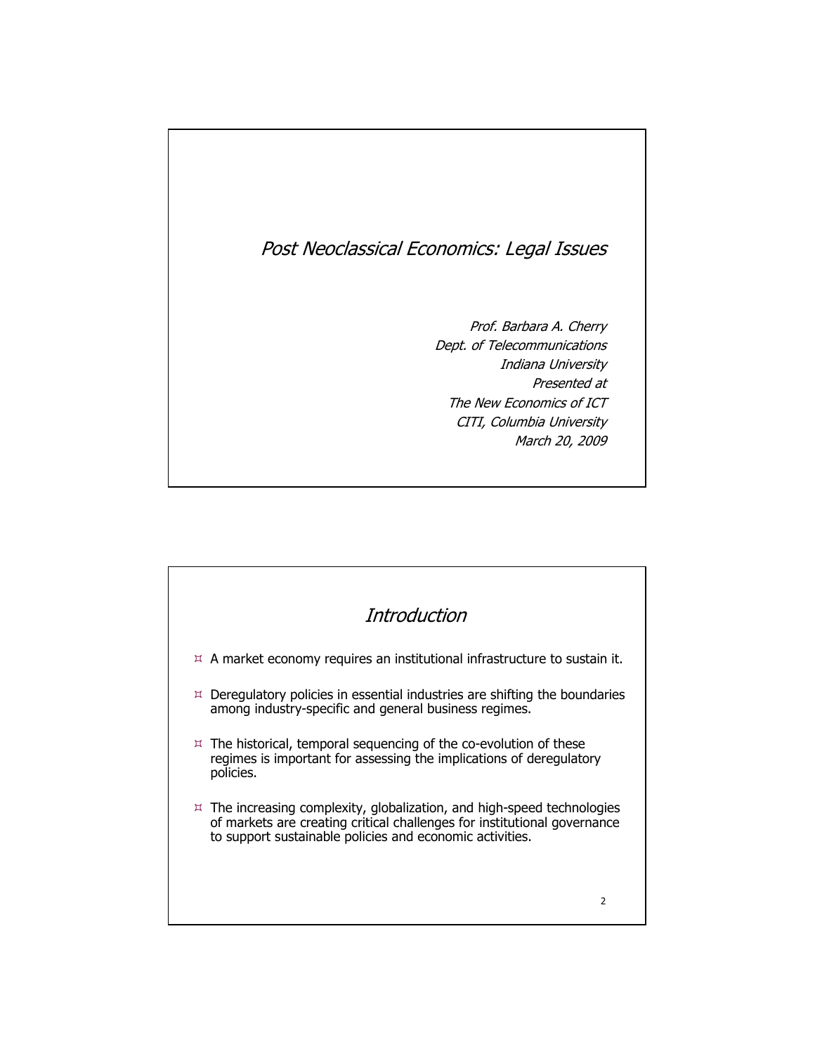# *Post Neoclassical Economics: Legal Issues*

*Prof. Barbara A. Cherry*
*Dept. of Telecommunications*
*Indiana University*
*Presented at*
*The New Economics of ICT*
*CITI, Columbia University*
*March 20, 2009*

## *Introduction*

- A market economy requires an institutional infrastructure to sustain it.
- Deregulatory policies in essential industries are shifting the boundaries among industry-specific and general business regimes.
- The historical, temporal sequencing of the co-evolution of these regimes is important for assessing the implications of deregulatory policies.
- The increasing complexity, globalization, and high-speed technologies of markets are creating critical challenges for institutional governance to support sustainable policies and economic activities.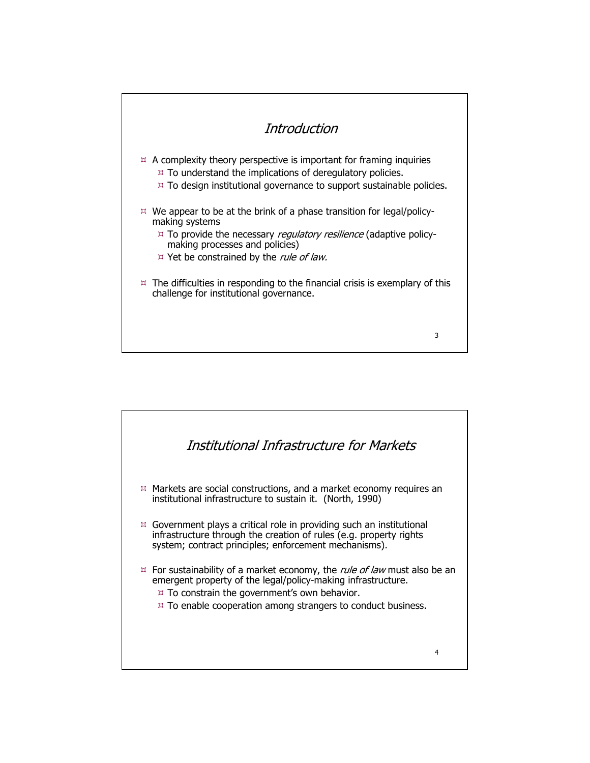## *Introduction*

- A complexity theory perspective is important for framing inquiries
  - To understand the implications of deregulatory policies.
  - To design institutional governance to support sustainable policies.
- We appear to be at the brink of a phase transition for legal/policy-making systems
  - To provide the necessary *regulatory resilience* (adaptive policy-making processes and policies)
  - Yet be constrained by the *rule of law.*
- The difficulties in responding to the financial crisis is exemplary of this challenge for institutional governance.

## *Institutional Infrastructure for Markets*

- Markets are social constructions, and a market economy requires an institutional infrastructure to sustain it. (North, 1990)
- Government plays a critical role in providing such an institutional infrastructure through the creation of rules (e.g. property rights system; contract principles; enforcement mechanisms).
- For sustainability of a market economy, the *rule of law* must also be an emergent property of the legal/policy-making infrastructure.
  - To constrain the government's own behavior.
  - To enable cooperation among strangers to conduct business.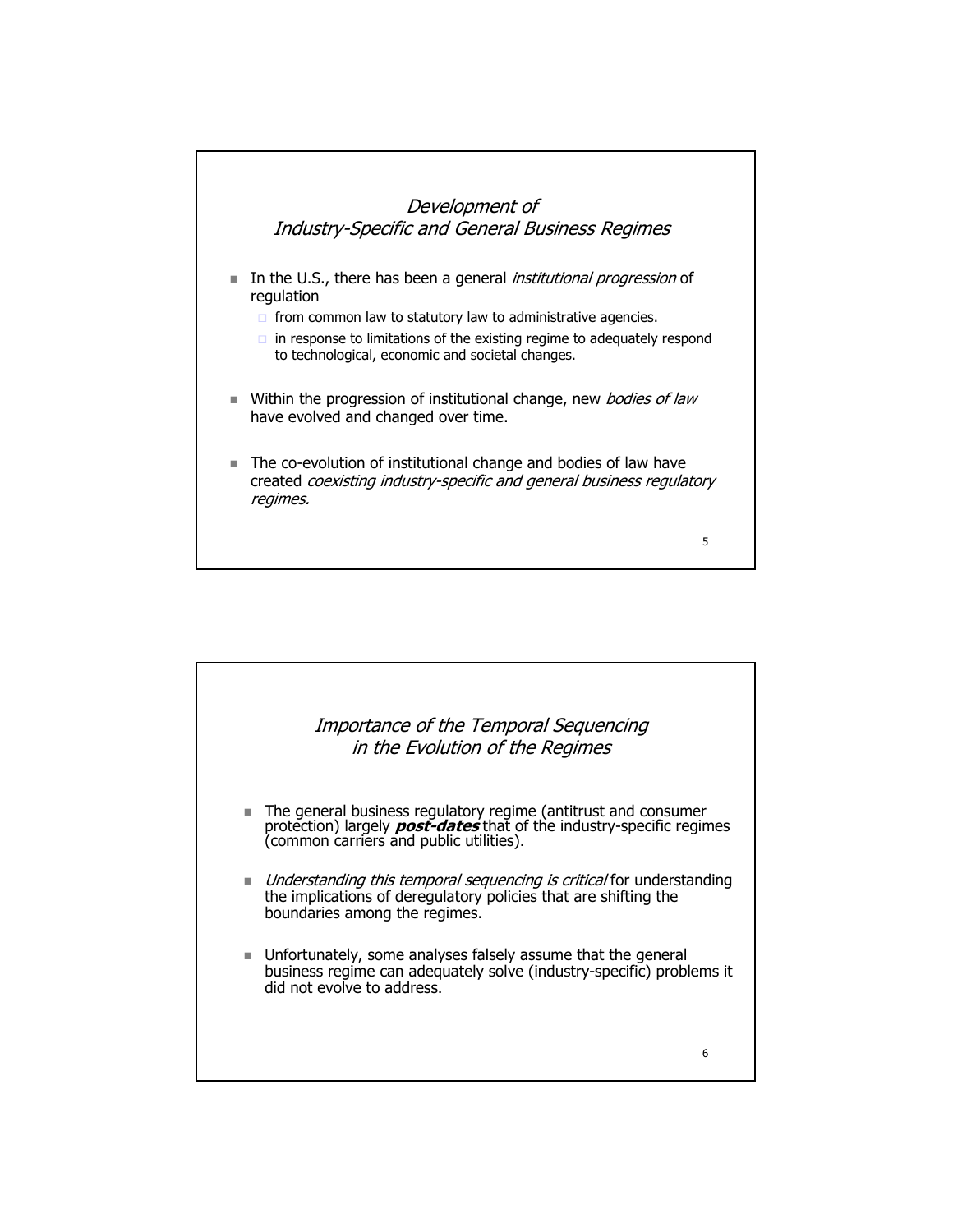## *Development of Industry-Specific and General Business Regimes*

- In the U.S., there has been a general *institutional progression* of regulation
  - from common law to statutory law to administrative agencies.
  - in response to limitations of the existing regime to adequately respond to technological, economic and societal changes.
- Within the progression of institutional change, new *bodies of law* have evolved and changed over time.
- The co-evolution of institutional change and bodies of law have created *coexisting industry-specific and general business regulatory regimes.*

## *Importance of the Temporal Sequencing in the Evolution of the Regimes*

- The general business regulatory regime (antitrust and consumer protection) largely ***post-dates*** that of the industry-specific regimes (common carriers and public utilities).
- *Understanding this temporal sequencing is critical* for understanding the implications of deregulatory policies that are shifting the boundaries among the regimes.
- Unfortunately, some analyses falsely assume that the general business regime can adequately solve (industry-specific) problems it did not evolve to address.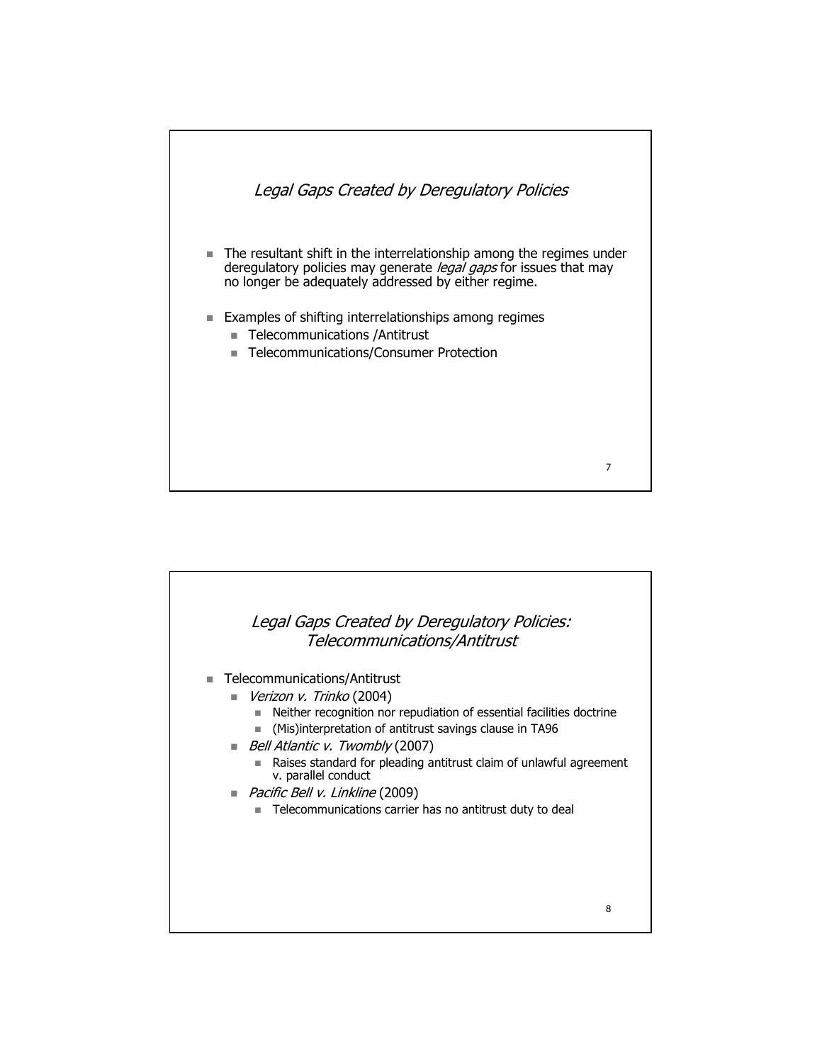## *Legal Gaps Created by Deregulatory Policies*

- The resultant shift in the interrelationship among the regimes under deregulatory policies may generate *legal gaps* for issues that may no longer be adequately addressed by either regime.
- Examples of shifting interrelationships among regimes
  - Telecommunications /Antitrust
  - Telecommunications/Consumer Protection

## *Legal Gaps Created by Deregulatory Policies: Telecommunications/Antitrust*

- Telecommunications/Antitrust
  - *Verizon v. Trinko* (2004)
    - Neither recognition nor repudiation of essential facilities doctrine
    - (Mis)interpretation of antitrust savings clause in TA96
  - *Bell Atlantic v. Twombly* (2007)
    - Raises standard for pleading antitrust claim of unlawful agreement v. parallel conduct
  - *Pacific Bell v. Linkline* (2009)
    - Telecommunications carrier has no antitrust duty to deal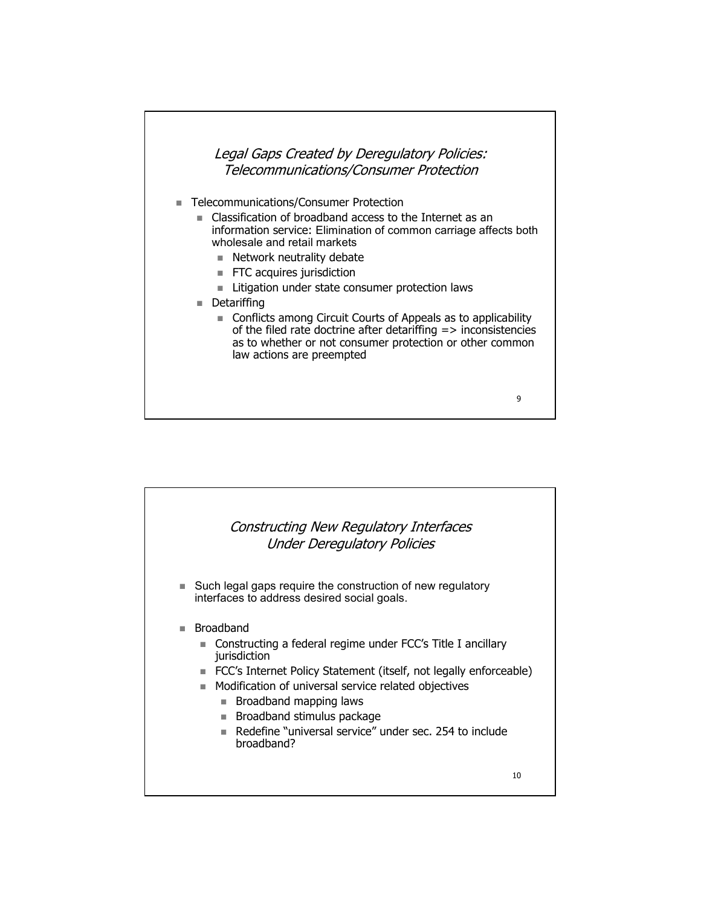## *Legal Gaps Created by Deregulatory Policies: Telecommunications/Consumer Protection*

- Telecommunications/Consumer Protection
  - Classification of broadband access to the Internet as an information service: Elimination of common carriage affects both wholesale and retail markets
    - Network neutrality debate
    - FTC acquires jurisdiction
    - Litigation under state consumer protection laws
  - Detariffing
    - Conflicts among Circuit Courts of Appeals as to applicability of the filed rate doctrine after detariffing => inconsistencies as to whether or not consumer protection or other common law actions are preempted

## *Constructing New Regulatory Interfaces Under Deregulatory Policies*

- Such legal gaps require the construction of new regulatory interfaces to address desired social goals.
- Broadband
  - Constructing a federal regime under FCC's Title I ancillary jurisdiction
  - FCC's Internet Policy Statement (itself, not legally enforceable)
  - Modification of universal service related objectives
    - Broadband mapping laws
    - Broadband stimulus package
    - Redefine "universal service" under sec. 254 to include broadband?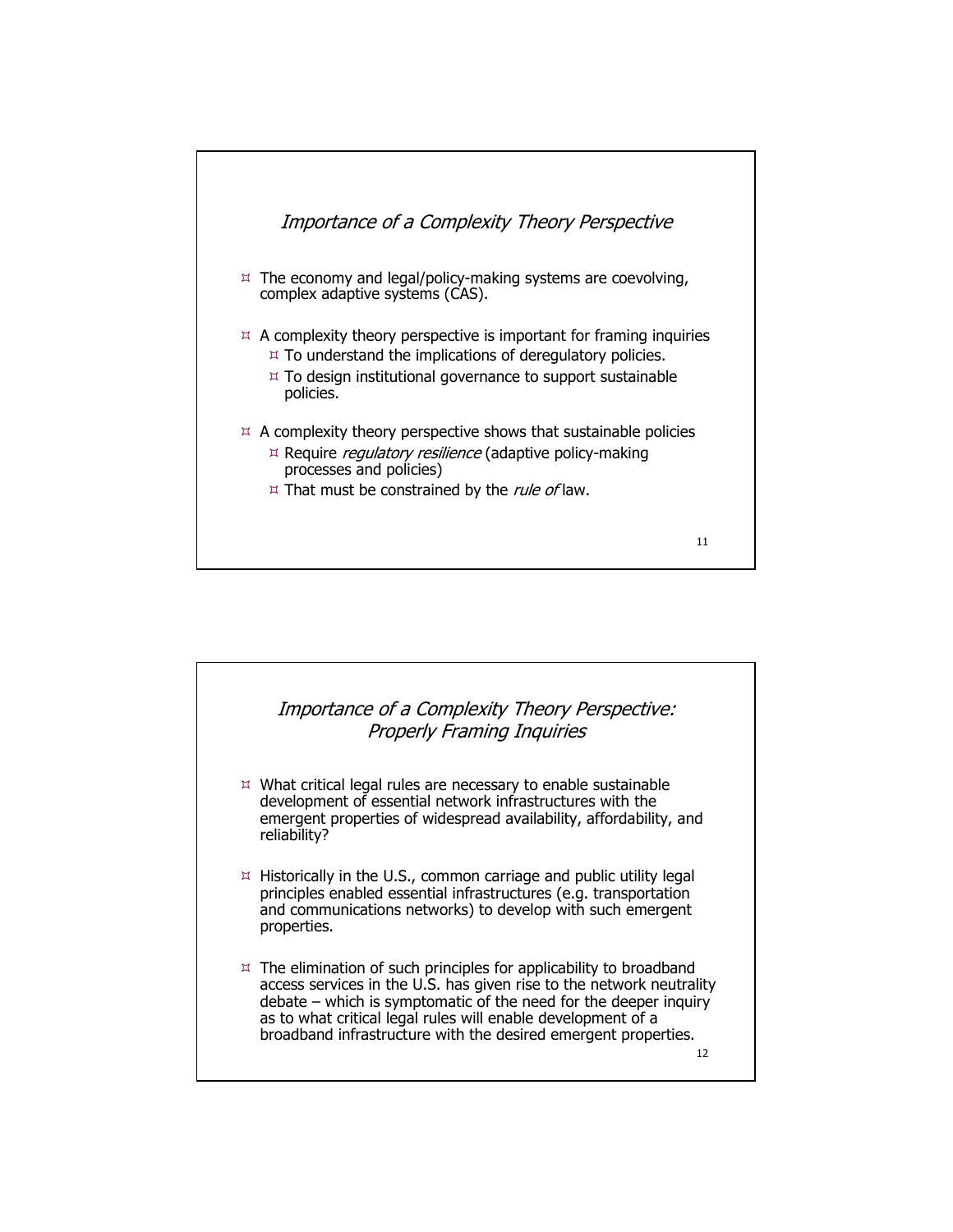## *Importance of a Complexity Theory Perspective*

- The economy and legal/policy-making systems are coevolving, complex adaptive systems (CAS).
- A complexity theory perspective is important for framing inquiries
  - To understand the implications of deregulatory policies.
  - To design institutional governance to support sustainable policies.
- A complexity theory perspective shows that sustainable policies
  - Require *regulatory resilience* (adaptive policy-making processes and policies)
  - That must be constrained by the *rule of* law.

## *Importance of a Complexity Theory Perspective: Properly Framing Inquiries*

- What critical legal rules are necessary to enable sustainable development of essential network infrastructures with the emergent properties of widespread availability, affordability, and reliability?
- Historically in the U.S., common carriage and public utility legal principles enabled essential infrastructures (e.g. transportation and communications networks) to develop with such emergent properties.
- The elimination of such principles for applicability to broadband access services in the U.S. has given rise to the network neutrality debate – which is symptomatic of the need for the deeper inquiry as to what critical legal rules will enable development of a broadband infrastructure with the desired emergent properties.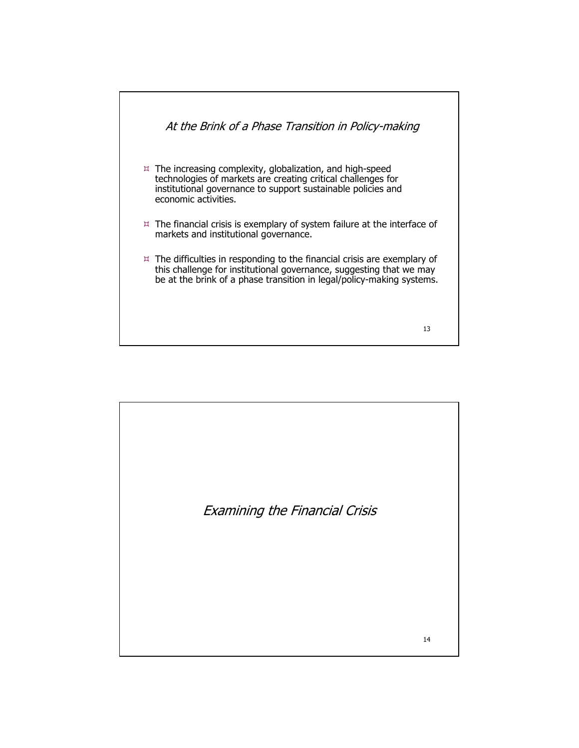## *At the Brink of a Phase Transition in Policy-making*

- The increasing complexity, globalization, and high-speed technologies of markets are creating critical challenges for institutional governance to support sustainable policies and economic activities.
- The financial crisis is exemplary of system failure at the interface of markets and institutional governance.
- The difficulties in responding to the financial crisis are exemplary of this challenge for institutional governance, suggesting that we may be at the brink of a phase transition in legal/policy-making systems.

## *Examining the Financial Crisis*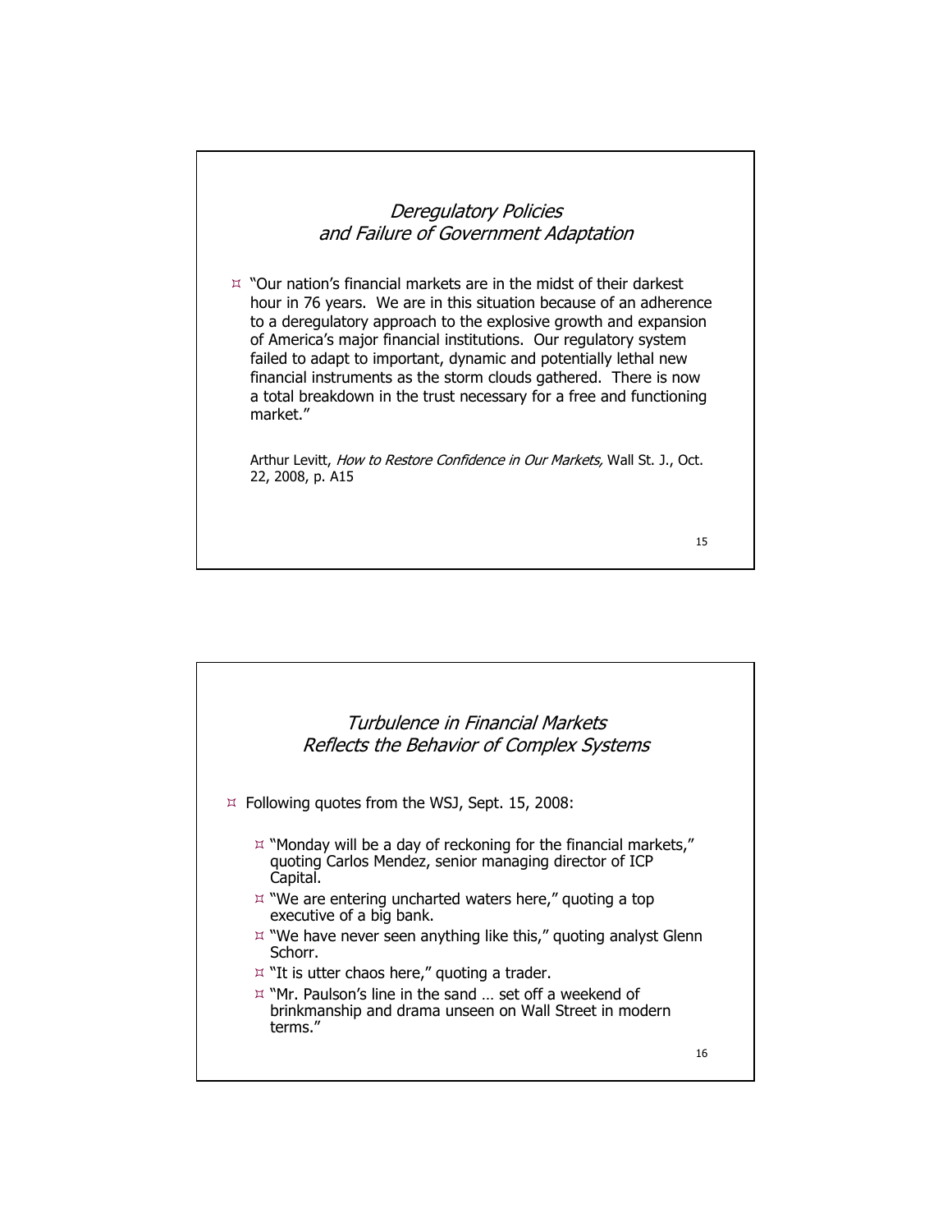## *Deregulatory Policies and Failure of Government Adaptation*

- "Our nation's financial markets are in the midst of their darkest hour in 76 years. We are in this situation because of an adherence to a deregulatory approach to the explosive growth and expansion of America's major financial institutions. Our regulatory system failed to adapt to important, dynamic and potentially lethal new financial instruments as the storm clouds gathered. There is now a total breakdown in the trust necessary for a free and functioning market."

  Arthur Levitt, *How to Restore Confidence in Our Markets,* Wall St. J., Oct. 22, 2008, p. A15

## *Turbulence in Financial Markets Reflects the Behavior of Complex Systems*

- Following quotes from the WSJ, Sept. 15, 2008:
  - "Monday will be a day of reckoning for the financial markets," quoting Carlos Mendez, senior managing director of ICP Capital.
  - "We are entering uncharted waters here," quoting a top executive of a big bank.
  - "We have never seen anything like this," quoting analyst Glenn Schorr.
  - "It is utter chaos here," quoting a trader.
  - "Mr. Paulson's line in the sand … set off a weekend of brinkmanship and drama unseen on Wall Street in modern terms."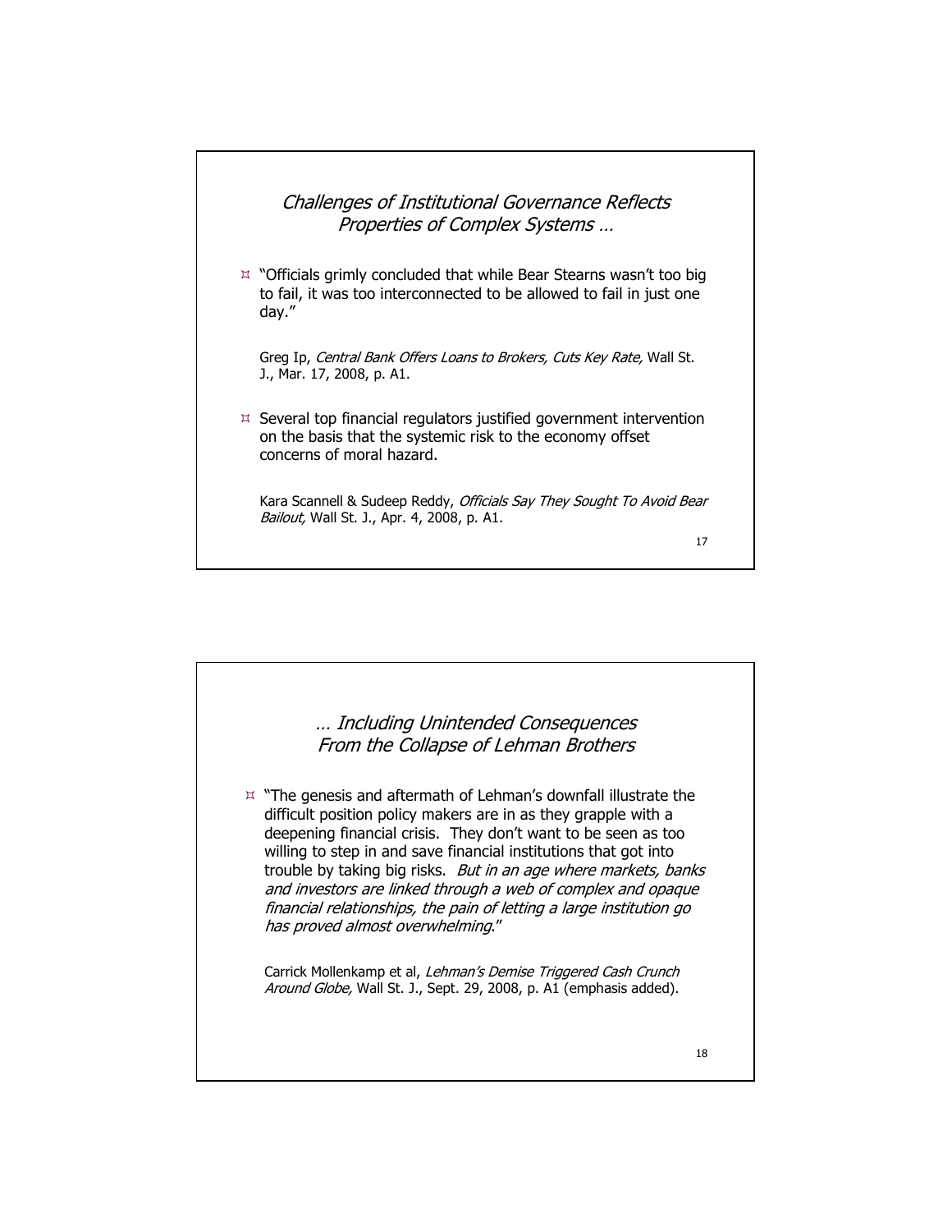## *Challenges of Institutional Governance Reflects Properties of Complex Systems …*

- "Officials grimly concluded that while Bear Stearns wasn't too big to fail, it was too interconnected to be allowed to fail in just one day."

  Greg Ip, *Central Bank Offers Loans to Brokers, Cuts Key Rate,* Wall St. J., Mar. 17, 2008, p. A1.

- Several top financial regulators justified government intervention on the basis that the systemic risk to the economy offset concerns of moral hazard.

  Kara Scannell & Sudeep Reddy, *Officials Say They Sought To Avoid Bear Bailout,* Wall St. J., Apr. 4, 2008, p. A1.

## *… Including Unintended Consequences From the Collapse of Lehman Brothers*

- "The genesis and aftermath of Lehman's downfall illustrate the difficult position policy makers are in as they grapple with a deepening financial crisis. They don't want to be seen as too willing to step in and save financial institutions that got into trouble by taking big risks. *But in an age where markets, banks and investors are linked through a web of complex and opaque financial relationships, the pain of letting a large institution go has proved almost overwhelming*."

  Carrick Mollenkamp et al, *Lehman's Demise Triggered Cash Crunch Around Globe,* Wall St. J., Sept. 29, 2008, p. A1 (emphasis added).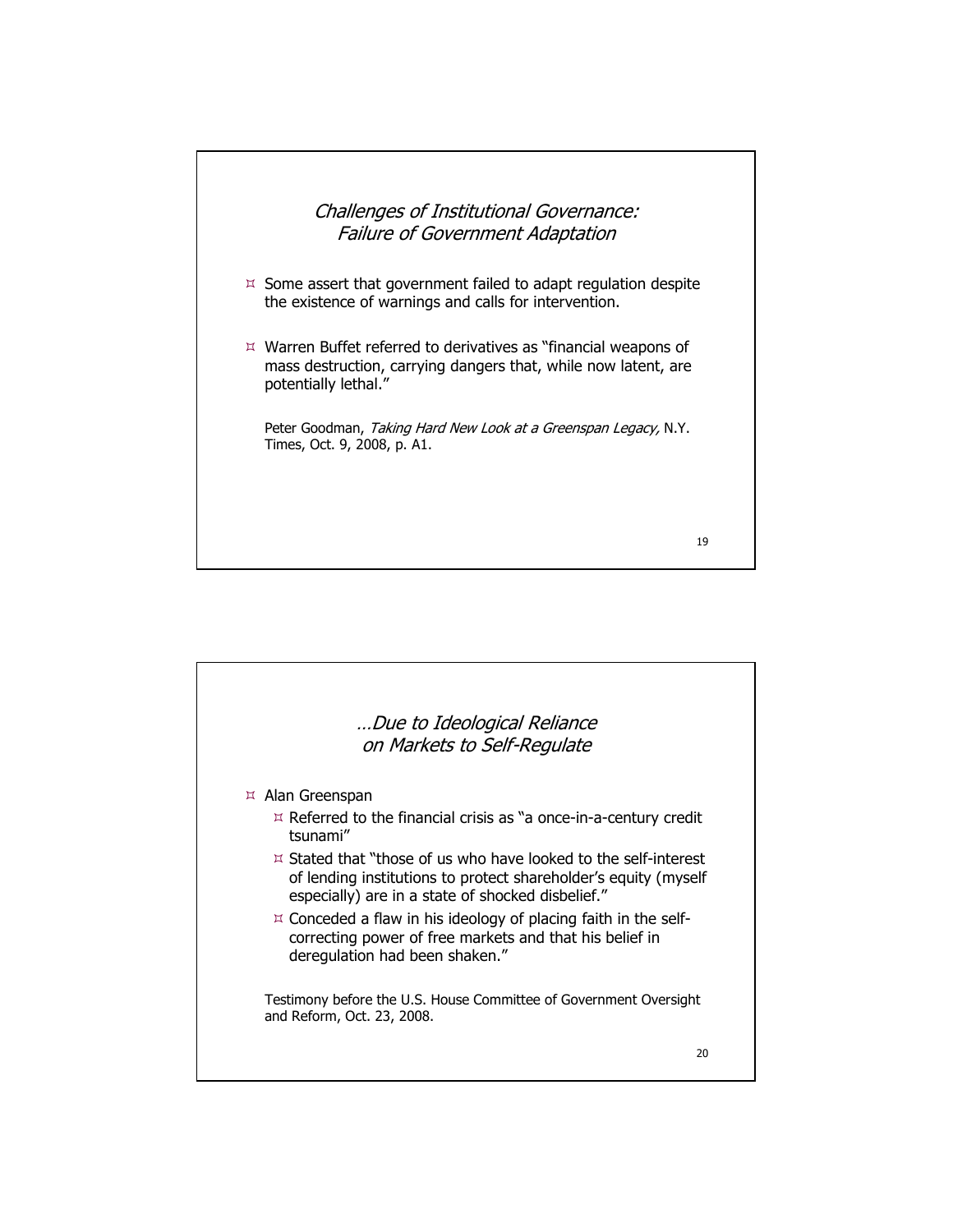## *Challenges of Institutional Governance: Failure of Government Adaptation*

- Some assert that government failed to adapt regulation despite the existence of warnings and calls for intervention.
- Warren Buffet referred to derivatives as "financial weapons of mass destruction, carrying dangers that, while now latent, are potentially lethal."

Peter Goodman, *Taking Hard New Look at a Greenspan Legacy,* N.Y. Times, Oct. 9, 2008, p. A1.

## *…Due to Ideological Reliance on Markets to Self-Regulate*

- Alan Greenspan
  - Referred to the financial crisis as "a once-in-a-century credit tsunami"
  - Stated that "those of us who have looked to the self-interest of lending institutions to protect shareholder's equity (myself especially) are in a state of shocked disbelief."
  - Conceded a flaw in his ideology of placing faith in the self-correcting power of free markets and that his belief in deregulation had been shaken."

Testimony before the U.S. House Committee of Government Oversight and Reform, Oct. 23, 2008.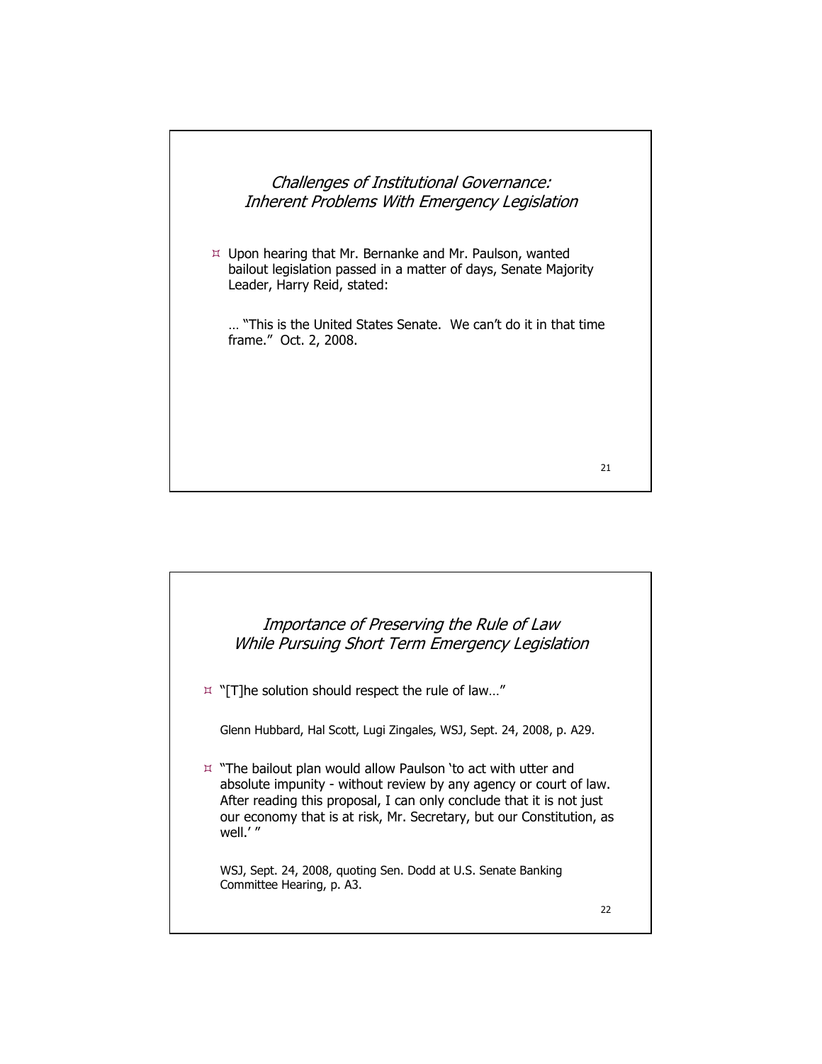## *Challenges of Institutional Governance: Inherent Problems With Emergency Legislation*

- Upon hearing that Mr. Bernanke and Mr. Paulson, wanted bailout legislation passed in a matter of days, Senate Majority Leader, Harry Reid, stated:

  … "This is the United States Senate. We can't do it in that time frame." Oct. 2, 2008.

## *Importance of Preserving the Rule of Law While Pursuing Short Term Emergency Legislation*

- "[T]he solution should respect the rule of law…"

  Glenn Hubbard, Hal Scott, Lugi Zingales, WSJ, Sept. 24, 2008, p. A29.

- "The bailout plan would allow Paulson 'to act with utter and absolute impunity - without review by any agency or court of law. After reading this proposal, I can only conclude that it is not just our economy that is at risk, Mr. Secretary, but our Constitution, as well.' "

  WSJ, Sept. 24, 2008, quoting Sen. Dodd at U.S. Senate Banking Committee Hearing, p. A3.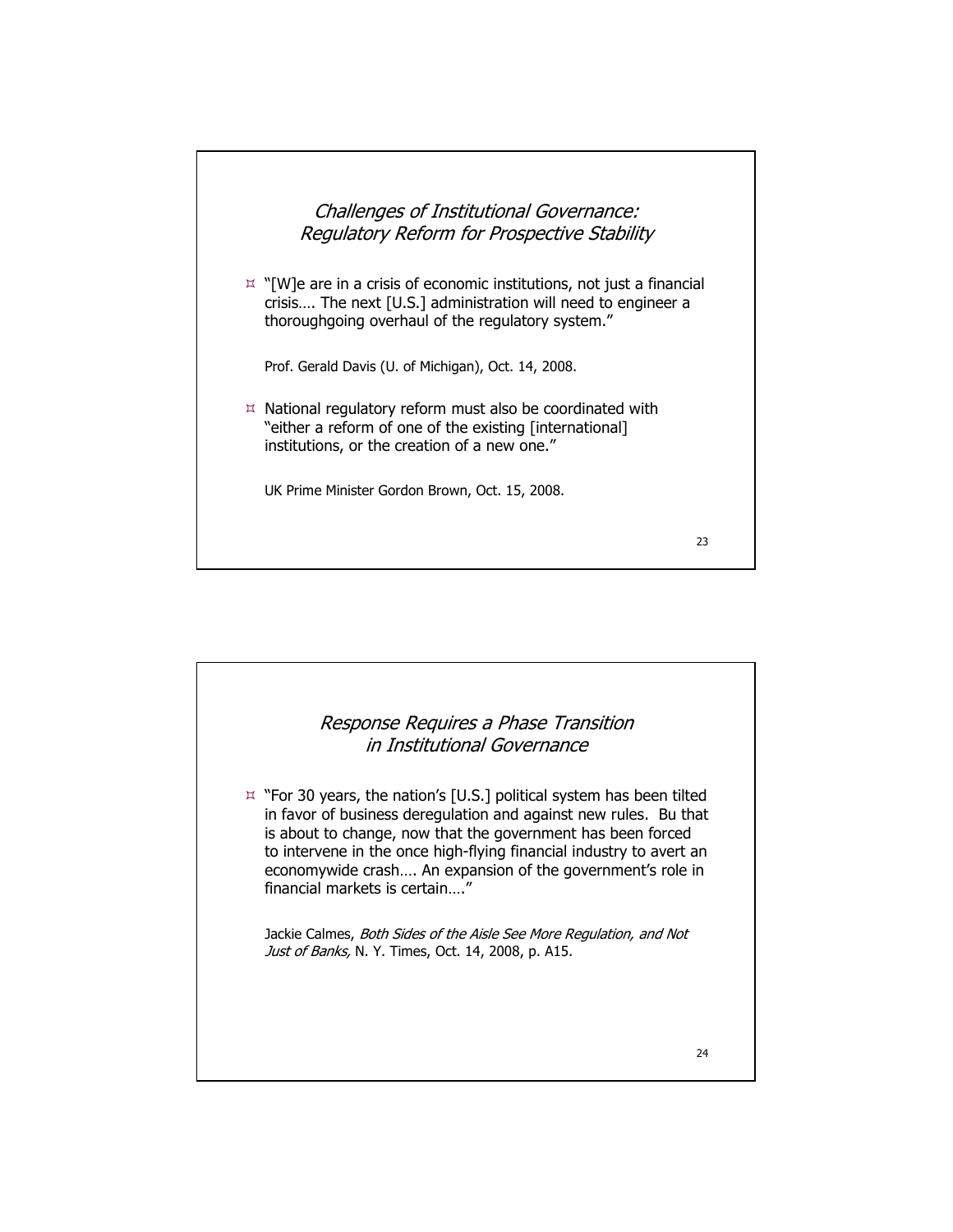## *Challenges of Institutional Governance: Regulatory Reform for Prospective Stability*

- "[W]e are in a crisis of economic institutions, not just a financial crisis…. The next [U.S.] administration will need to engineer a thoroughgoing overhaul of the regulatory system."

  Prof. Gerald Davis (U. of Michigan), Oct. 14, 2008.

- National regulatory reform must also be coordinated with "either a reform of one of the existing [international] institutions, or the creation of a new one."

  UK Prime Minister Gordon Brown, Oct. 15, 2008.

## *Response Requires a Phase Transition in Institutional Governance*

- "For 30 years, the nation's [U.S.] political system has been tilted in favor of business deregulation and against new rules. Bu that is about to change, now that the government has been forced to intervene in the once high-flying financial industry to avert an economywide crash…. An expansion of the government's role in financial markets is certain…."

  Jackie Calmes, *Both Sides of the Aisle See More Regulation, and Not Just of Banks,* N. Y. Times, Oct. 14, 2008, p. A15.